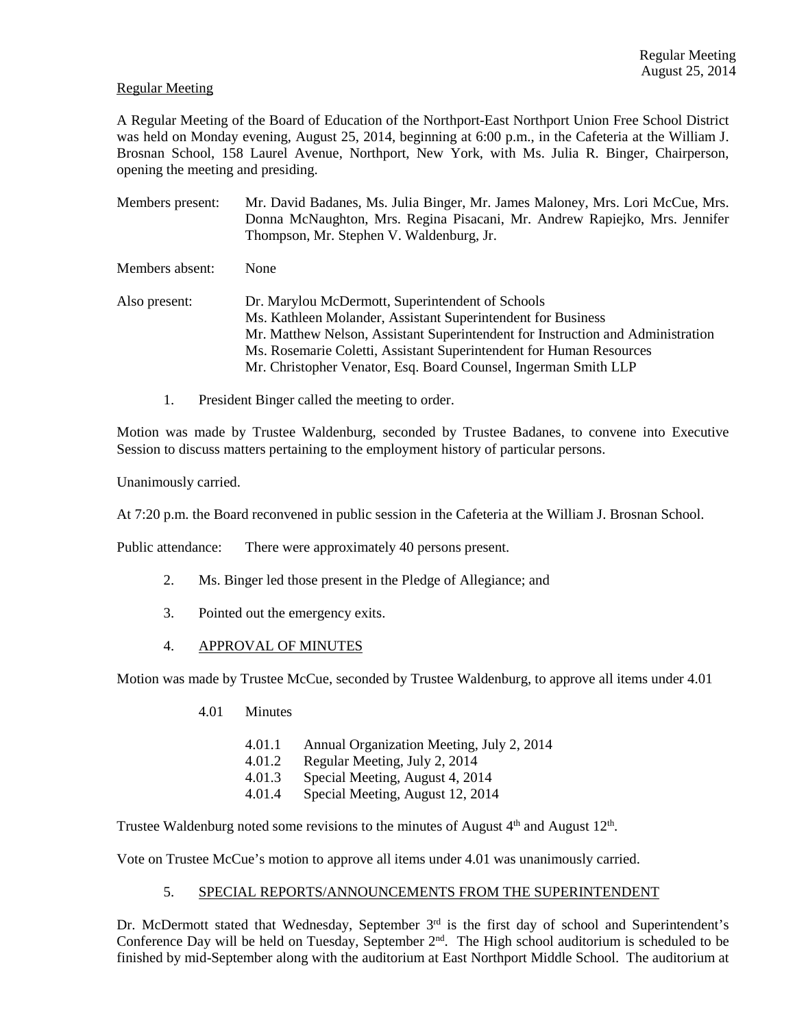Regular Meeting

A Regular Meeting of the Board of Education of the Northport-East Northport Union Free School District was held on Monday evening, August 25, 2014, beginning at 6:00 p.m., in the Cafeteria at the William J. Brosnan School, 158 Laurel Avenue, Northport, New York, with Ms. Julia R. Binger, Chairperson, opening the meeting and presiding.

Members present: Mr. David Badanes, Ms. Julia Binger, Mr. James Maloney, Mrs. Lori McCue, Mrs. Donna McNaughton, Mrs. Regina Pisacani, Mr. Andrew Rapiejko, Mrs. Jennifer Thompson, Mr. Stephen V. Waldenburg, Jr.

Members absent: None

Also present: Dr. Marylou McDermott, Superintendent of Schools
Ms. Kathleen Molander, Assistant Superintendent for Business
Mr. Matthew Nelson, Assistant Superintendent for Instruction and Administration
Ms. Rosemarie Coletti, Assistant Superintendent for Human Resources
Mr. Christopher Venator, Esq. Board Counsel, Ingerman Smith LLP

1. President Binger called the meeting to order.

Motion was made by Trustee Waldenburg, seconded by Trustee Badanes, to convene into Executive Session to discuss matters pertaining to the employment history of particular persons.

Unanimously carried.

At 7:20 p.m. the Board reconvened in public session in the Cafeteria at the William J. Brosnan School.

Public attendance: There were approximately 40 persons present.

2. Ms. Binger led those present in the Pledge of Allegiance; and

3. Pointed out the emergency exits.

4. APPROVAL OF MINUTES

Motion was made by Trustee McCue, seconded by Trustee Waldenburg, to approve all items under 4.01

4.01 Minutes

- 4.01.1 Annual Organization Meeting, July 2, 2014
- 4.01.2 Regular Meeting, July 2, 2014
- 4.01.3 Special Meeting, August 4, 2014
- 4.01.4 Special Meeting, August 12, 2014

Trustee Waldenburg noted some revisions to the minutes of August 4th and August 12th.

Vote on Trustee McCue's motion to approve all items under 4.01 was unanimously carried.

5. SPECIAL REPORTS/ANNOUNCEMENTS FROM THE SUPERINTENDENT

Dr. McDermott stated that Wednesday, September 3rd is the first day of school and Superintendent's Conference Day will be held on Tuesday, September 2nd. The High school auditorium is scheduled to be finished by mid-September along with the auditorium at East Northport Middle School. The auditorium at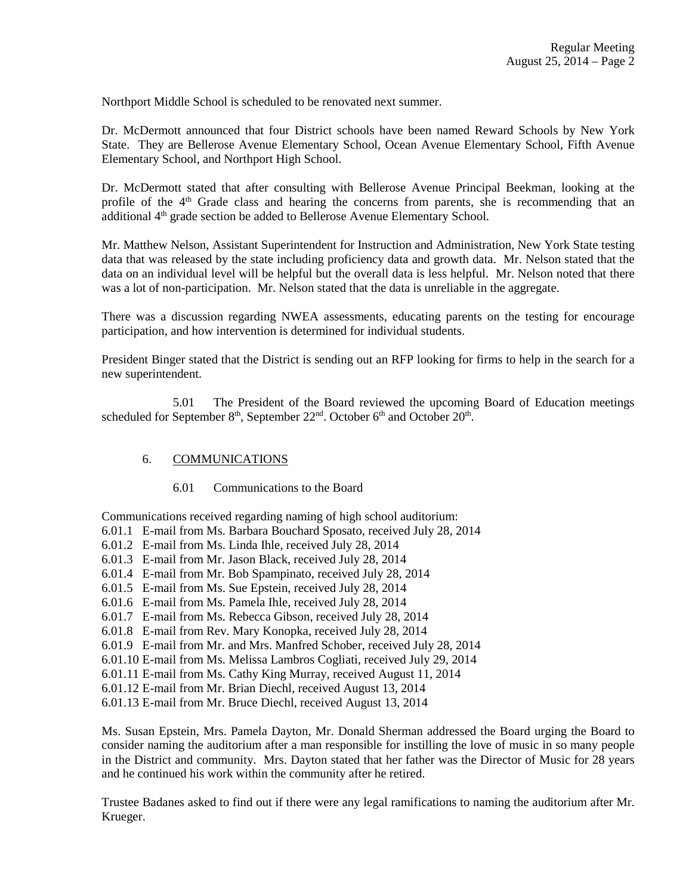Northport Middle School is scheduled to be renovated next summer.

Dr. McDermott announced that four District schools have been named Reward Schools by New York State. They are Bellerose Avenue Elementary School, Ocean Avenue Elementary School, Fifth Avenue Elementary School, and Northport High School.

Dr. McDermott stated that after consulting with Bellerose Avenue Principal Beekman, looking at the profile of the 4th Grade class and hearing the concerns from parents, she is recommending that an additional 4th grade section be added to Bellerose Avenue Elementary School.

Mr. Matthew Nelson, Assistant Superintendent for Instruction and Administration, New York State testing data that was released by the state including proficiency data and growth data. Mr. Nelson stated that the data on an individual level will be helpful but the overall data is less helpful. Mr. Nelson noted that there was a lot of non-participation. Mr. Nelson stated that the data is unreliable in the aggregate.

There was a discussion regarding NWEA assessments, educating parents on the testing for encourage participation, and how intervention is determined for individual students.

President Binger stated that the District is sending out an RFP looking for firms to help in the search for a new superintendent.

5.01 The President of the Board reviewed the upcoming Board of Education meetings scheduled for September 8th, September 22nd. October 6th and October 20th.

## 6. COMMUNICATIONS

6.01 Communications to the Board

Communications received regarding naming of high school auditorium:

6.01.1 E-mail from Ms. Barbara Bouchard Sposato, received July 28, 2014
6.01.2 E-mail from Ms. Linda Ihle, received July 28, 2014
6.01.3 E-mail from Mr. Jason Black, received July 28, 2014
6.01.4 E-mail from Mr. Bob Spampinato, received July 28, 2014
6.01.5 E-mail from Ms. Sue Epstein, received July 28, 2014
6.01.6 E-mail from Ms. Pamela Ihle, received July 28, 2014
6.01.7 E-mail from Ms. Rebecca Gibson, received July 28, 2014
6.01.8 E-mail from Rev. Mary Konopka, received July 28, 2014
6.01.9 E-mail from Mr. and Mrs. Manfred Schober, received July 28, 2014
6.01.10 E-mail from Ms. Melissa Lambros Cogliati, received July 29, 2014
6.01.11 E-mail from Ms. Cathy King Murray, received August 11, 2014
6.01.12 E-mail from Mr. Brian Diechl, received August 13, 2014
6.01.13 E-mail from Mr. Bruce Diechl, received August 13, 2014

Ms. Susan Epstein, Mrs. Pamela Dayton, Mr. Donald Sherman addressed the Board urging the Board to consider naming the auditorium after a man responsible for instilling the love of music in so many people in the District and community. Mrs. Dayton stated that her father was the Director of Music for 28 years and he continued his work within the community after he retired.

Trustee Badanes asked to find out if there were any legal ramifications to naming the auditorium after Mr. Krueger.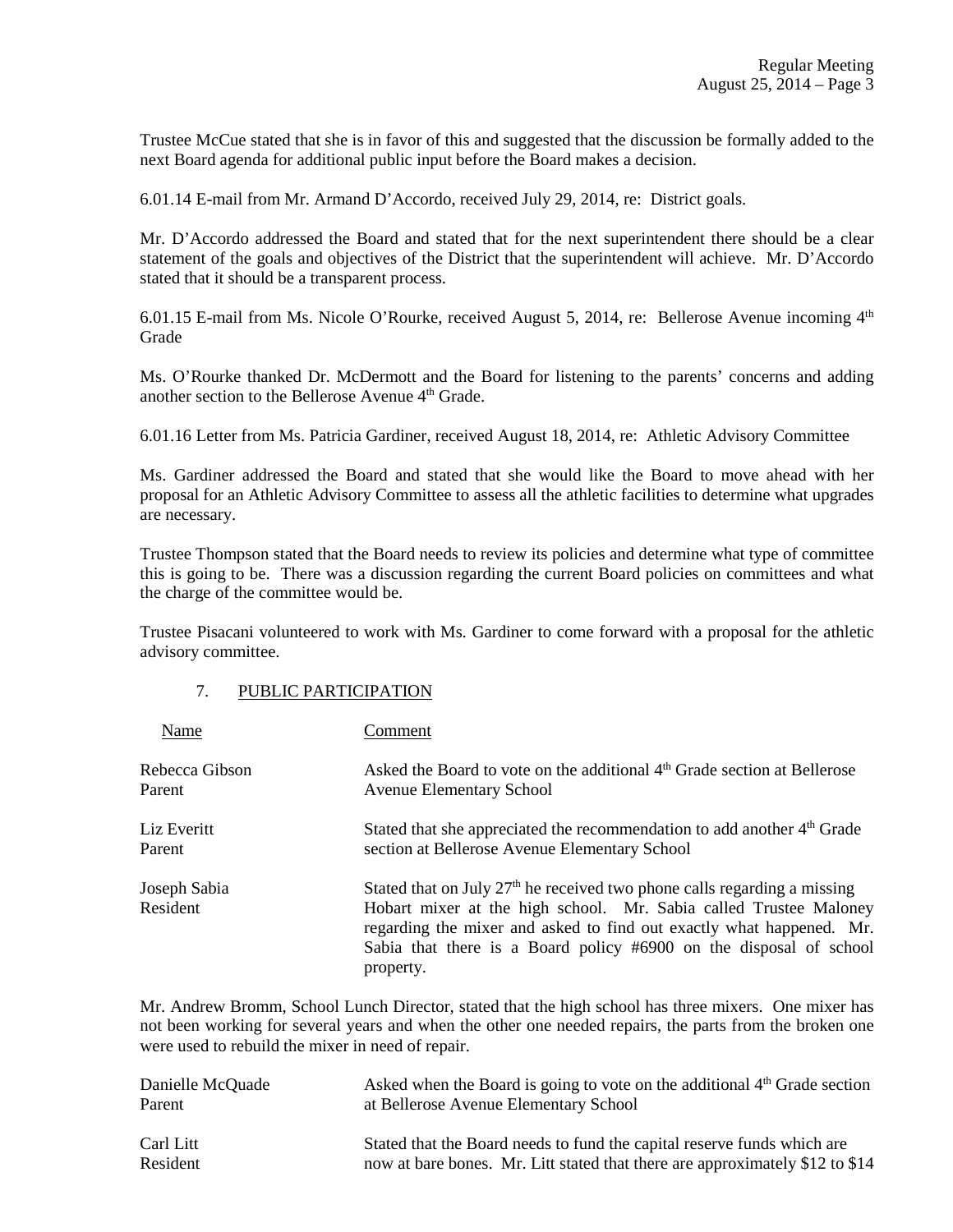Trustee McCue stated that she is in favor of this and suggested that the discussion be formally added to the next Board agenda for additional public input before the Board makes a decision.

6.01.14 E-mail from Mr. Armand D'Accordo, received July 29, 2014, re: District goals.

Mr. D'Accordo addressed the Board and stated that for the next superintendent there should be a clear statement of the goals and objectives of the District that the superintendent will achieve. Mr. D'Accordo stated that it should be a transparent process.

6.01.15 E-mail from Ms. Nicole O'Rourke, received August 5, 2014, re: Bellerose Avenue incoming 4th Grade

Ms. O'Rourke thanked Dr. McDermott and the Board for listening to the parents' concerns and adding another section to the Bellerose Avenue 4th Grade.

6.01.16 Letter from Ms. Patricia Gardiner, received August 18, 2014, re: Athletic Advisory Committee

Ms. Gardiner addressed the Board and stated that she would like the Board to move ahead with her proposal for an Athletic Advisory Committee to assess all the athletic facilities to determine what upgrades are necessary.

Trustee Thompson stated that the Board needs to review its policies and determine what type of committee this is going to be. There was a discussion regarding the current Board policies on committees and what the charge of the committee would be.

Trustee Pisacani volunteered to work with Ms. Gardiner to come forward with a proposal for the athletic advisory committee.

## 7. PUBLIC PARTICIPATION

| Name | Comment |
|---|---|
| Rebecca Gibson<br>Parent | Asked the Board to vote on the additional 4th Grade section at Bellerose Avenue Elementary School |
| Liz Everitt<br>Parent | Stated that she appreciated the recommendation to add another 4th Grade section at Bellerose Avenue Elementary School |
| Joseph Sabia<br>Resident | Stated that on July 27th he received two phone calls regarding a missing Hobart mixer at the high school. Mr. Sabia called Trustee Maloney regarding the mixer and asked to find out exactly what happened. Mr. Sabia that there is a Board policy #6900 on the disposal of school property. |

Mr. Andrew Bromm, School Lunch Director, stated that the high school has three mixers. One mixer has not been working for several years and when the other one needed repairs, the parts from the broken one were used to rebuild the mixer in need of repair.

| Name | Comment |
|---|---|
| Danielle McQuade<br>Parent | Asked when the Board is going to vote on the additional 4th Grade section at Bellerose Avenue Elementary School |
| Carl Litt<br>Resident | Stated that the Board needs to fund the capital reserve funds which are now at bare bones. Mr. Litt stated that there are approximately $12 to $14 |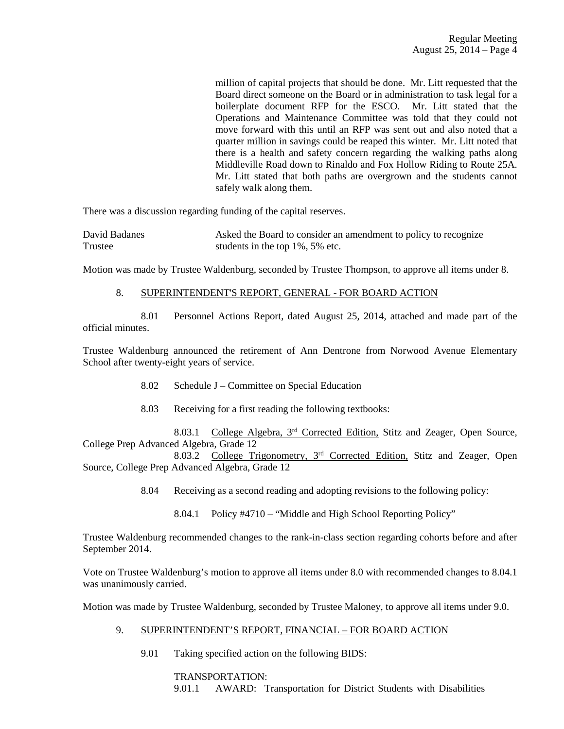million of capital projects that should be done. Mr. Litt requested that the Board direct someone on the Board or in administration to task legal for a boilerplate document RFP for the ESCO. Mr. Litt stated that the Operations and Maintenance Committee was told that they could not move forward with this until an RFP was sent out and also noted that a quarter million in savings could be reaped this winter. Mr. Litt noted that there is a health and safety concern regarding the walking paths along Middleville Road down to Rinaldo and Fox Hollow Riding to Route 25A. Mr. Litt stated that both paths are overgrown and the students cannot safely walk along them.

There was a discussion regarding funding of the capital reserves.

David Badanes
Trustee

Asked the Board to consider an amendment to policy to recognize students in the top 1%, 5% etc.

Motion was made by Trustee Waldenburg, seconded by Trustee Thompson, to approve all items under 8.

8. SUPERINTENDENT'S REPORT, GENERAL - FOR BOARD ACTION

8.01 Personnel Actions Report, dated August 25, 2014, attached and made part of the official minutes.

Trustee Waldenburg announced the retirement of Ann Dentrone from Norwood Avenue Elementary School after twenty-eight years of service.

8.02 Schedule J – Committee on Special Education

8.03 Receiving for a first reading the following textbooks:

8.03.1 College Algebra, 3rd Corrected Edition, Stitz and Zeager, Open Source, College Prep Advanced Algebra, Grade 12

8.03.2 College Trigonometry, 3rd Corrected Edition, Stitz and Zeager, Open Source, College Prep Advanced Algebra, Grade 12

8.04 Receiving as a second reading and adopting revisions to the following policy:

8.04.1 Policy #4710 – "Middle and High School Reporting Policy"

Trustee Waldenburg recommended changes to the rank-in-class section regarding cohorts before and after September 2014.

Vote on Trustee Waldenburg's motion to approve all items under 8.0 with recommended changes to 8.04.1 was unanimously carried.

Motion was made by Trustee Waldenburg, seconded by Trustee Maloney, to approve all items under 9.0.

9. SUPERINTENDENT'S REPORT, FINANCIAL – FOR BOARD ACTION

9.01 Taking specified action on the following BIDS:

TRANSPORTATION:

9.01.1 AWARD: Transportation for District Students with Disabilities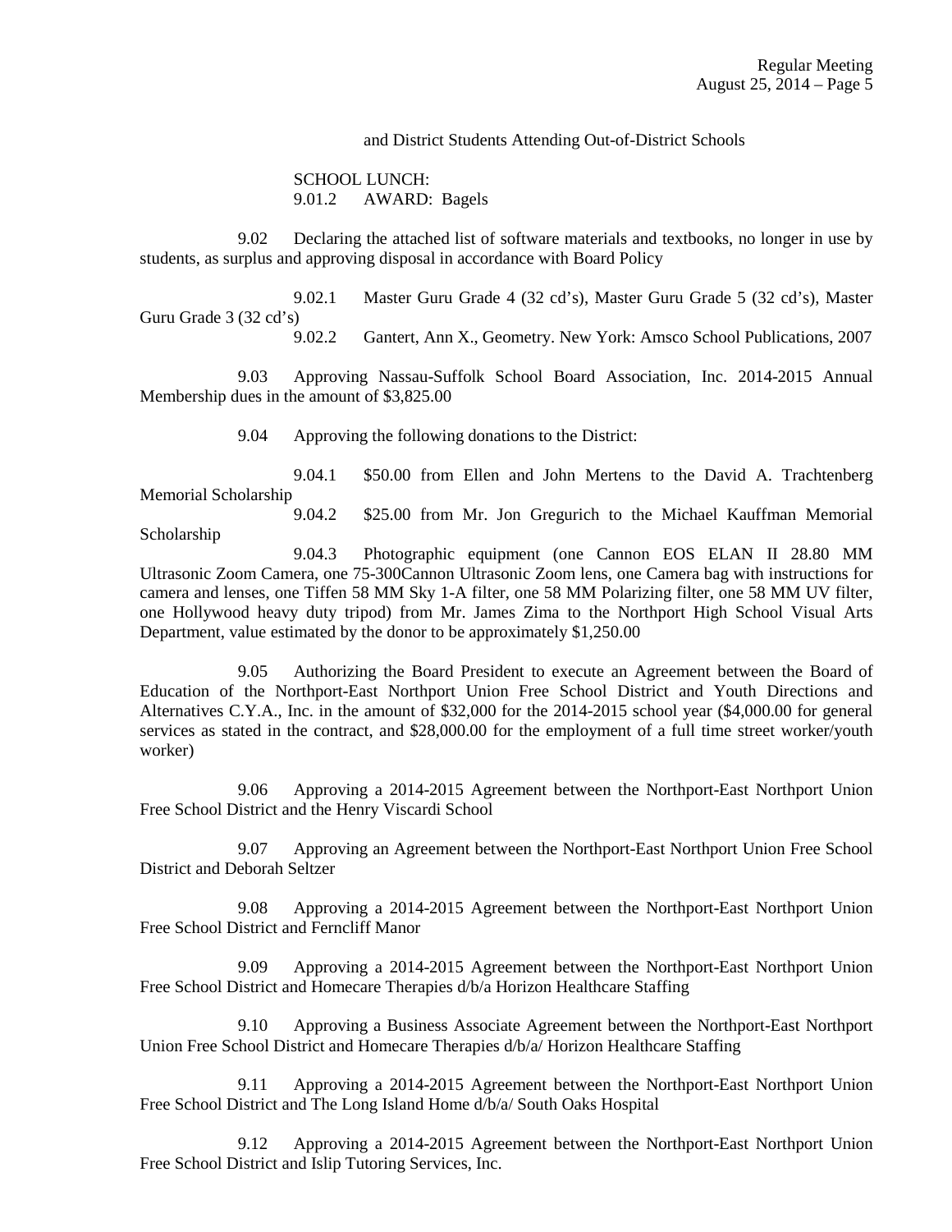and District Students Attending Out-of-District Schools

SCHOOL LUNCH:
9.01.2 AWARD: Bagels

9.02 Declaring the attached list of software materials and textbooks, no longer in use by students, as surplus and approving disposal in accordance with Board Policy

9.02.1 Master Guru Grade 4 (32 cd's), Master Guru Grade 5 (32 cd's), Master Guru Grade 3 (32 cd's)

9.02.2 Gantert, Ann X., Geometry. New York: Amsco School Publications, 2007

9.03 Approving Nassau-Suffolk School Board Association, Inc. 2014-2015 Annual Membership dues in the amount of $3,825.00

9.04 Approving the following donations to the District:

9.04.1 $50.00 from Ellen and John Mertens to the David A. Trachtenberg Memorial Scholarship

9.04.2 $25.00 from Mr. Jon Gregurich to the Michael Kauffman Memorial Scholarship

9.04.3 Photographic equipment (one Cannon EOS ELAN II 28.80 MM Ultrasonic Zoom Camera, one 75-300Cannon Ultrasonic Zoom lens, one Camera bag with instructions for camera and lenses, one Tiffen 58 MM Sky 1-A filter, one 58 MM Polarizing filter, one 58 MM UV filter, one Hollywood heavy duty tripod) from Mr. James Zima to the Northport High School Visual Arts Department, value estimated by the donor to be approximately $1,250.00

9.05 Authorizing the Board President to execute an Agreement between the Board of Education of the Northport-East Northport Union Free School District and Youth Directions and Alternatives C.Y.A., Inc. in the amount of $32,000 for the 2014-2015 school year ($4,000.00 for general services as stated in the contract, and $28,000.00 for the employment of a full time street worker/youth worker)

9.06 Approving a 2014-2015 Agreement between the Northport-East Northport Union Free School District and the Henry Viscardi School

9.07 Approving an Agreement between the Northport-East Northport Union Free School District and Deborah Seltzer

9.08 Approving a 2014-2015 Agreement between the Northport-East Northport Union Free School District and Ferncliff Manor

9.09 Approving a 2014-2015 Agreement between the Northport-East Northport Union Free School District and Homecare Therapies d/b/a Horizon Healthcare Staffing

9.10 Approving a Business Associate Agreement between the Northport-East Northport Union Free School District and Homecare Therapies d/b/a/ Horizon Healthcare Staffing

9.11 Approving a 2014-2015 Agreement between the Northport-East Northport Union Free School District and The Long Island Home d/b/a/ South Oaks Hospital

9.12 Approving a 2014-2015 Agreement between the Northport-East Northport Union Free School District and Islip Tutoring Services, Inc.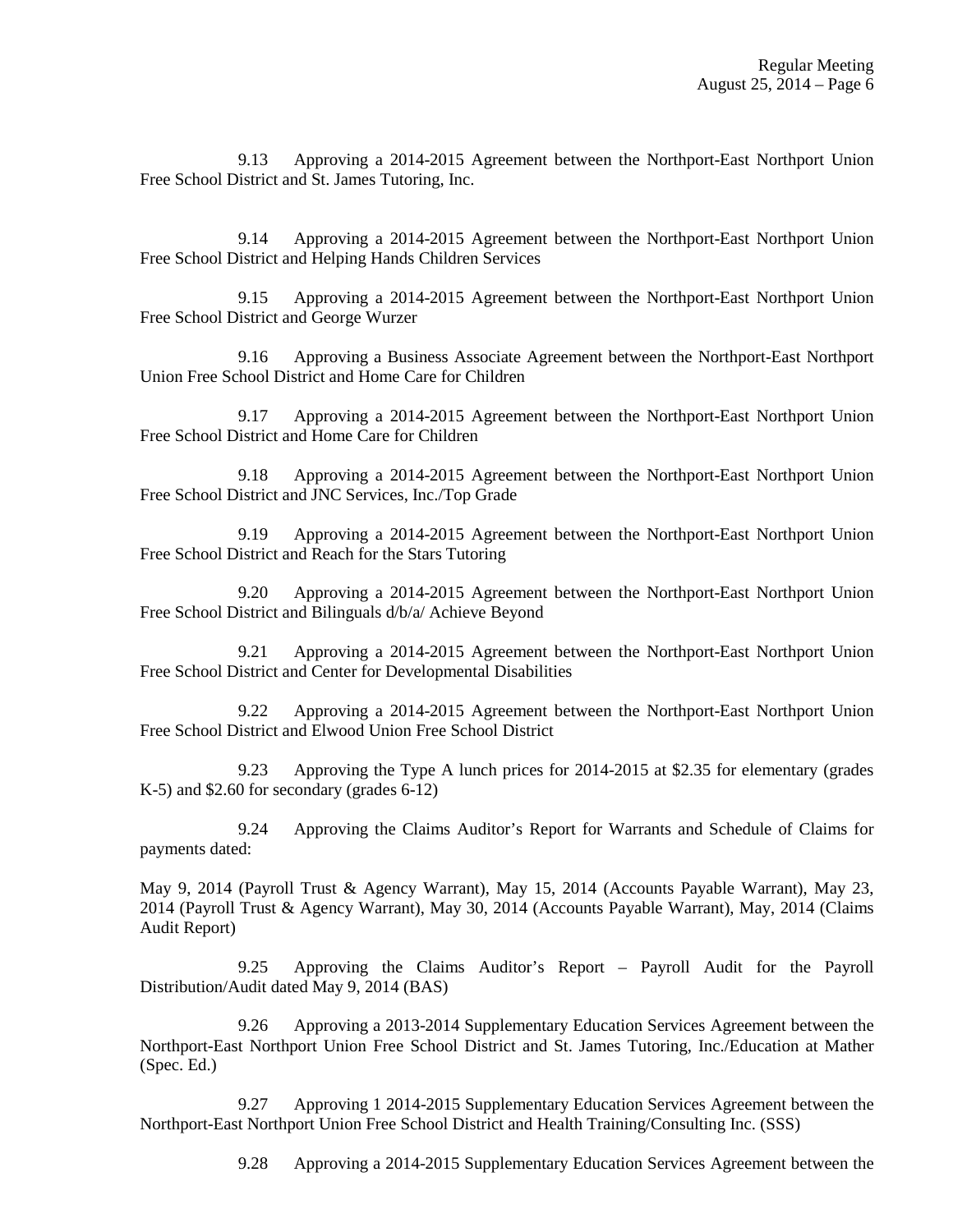9.13 Approving a 2014-2015 Agreement between the Northport-East Northport Union Free School District and St. James Tutoring, Inc.

9.14 Approving a 2014-2015 Agreement between the Northport-East Northport Union Free School District and Helping Hands Children Services

9.15 Approving a 2014-2015 Agreement between the Northport-East Northport Union Free School District and George Wurzer

9.16 Approving a Business Associate Agreement between the Northport-East Northport Union Free School District and Home Care for Children

9.17 Approving a 2014-2015 Agreement between the Northport-East Northport Union Free School District and Home Care for Children

9.18 Approving a 2014-2015 Agreement between the Northport-East Northport Union Free School District and JNC Services, Inc./Top Grade

9.19 Approving a 2014-2015 Agreement between the Northport-East Northport Union Free School District and Reach for the Stars Tutoring

9.20 Approving a 2014-2015 Agreement between the Northport-East Northport Union Free School District and Bilinguals d/b/a/ Achieve Beyond

9.21 Approving a 2014-2015 Agreement between the Northport-East Northport Union Free School District and Center for Developmental Disabilities

9.22 Approving a 2014-2015 Agreement between the Northport-East Northport Union Free School District and Elwood Union Free School District

9.23 Approving the Type A lunch prices for 2014-2015 at $2.35 for elementary (grades K-5) and $2.60 for secondary (grades 6-12)

9.24 Approving the Claims Auditor's Report for Warrants and Schedule of Claims for payments dated:

May 9, 2014 (Payroll Trust & Agency Warrant), May 15, 2014 (Accounts Payable Warrant), May 23, 2014 (Payroll Trust & Agency Warrant), May 30, 2014 (Accounts Payable Warrant), May, 2014 (Claims Audit Report)

9.25 Approving the Claims Auditor's Report – Payroll Audit for the Payroll Distribution/Audit dated May 9, 2014 (BAS)

9.26 Approving a 2013-2014 Supplementary Education Services Agreement between the Northport-East Northport Union Free School District and St. James Tutoring, Inc./Education at Mather (Spec. Ed.)

9.27 Approving 1 2014-2015 Supplementary Education Services Agreement between the Northport-East Northport Union Free School District and Health Training/Consulting Inc. (SSS)

9.28 Approving a 2014-2015 Supplementary Education Services Agreement between the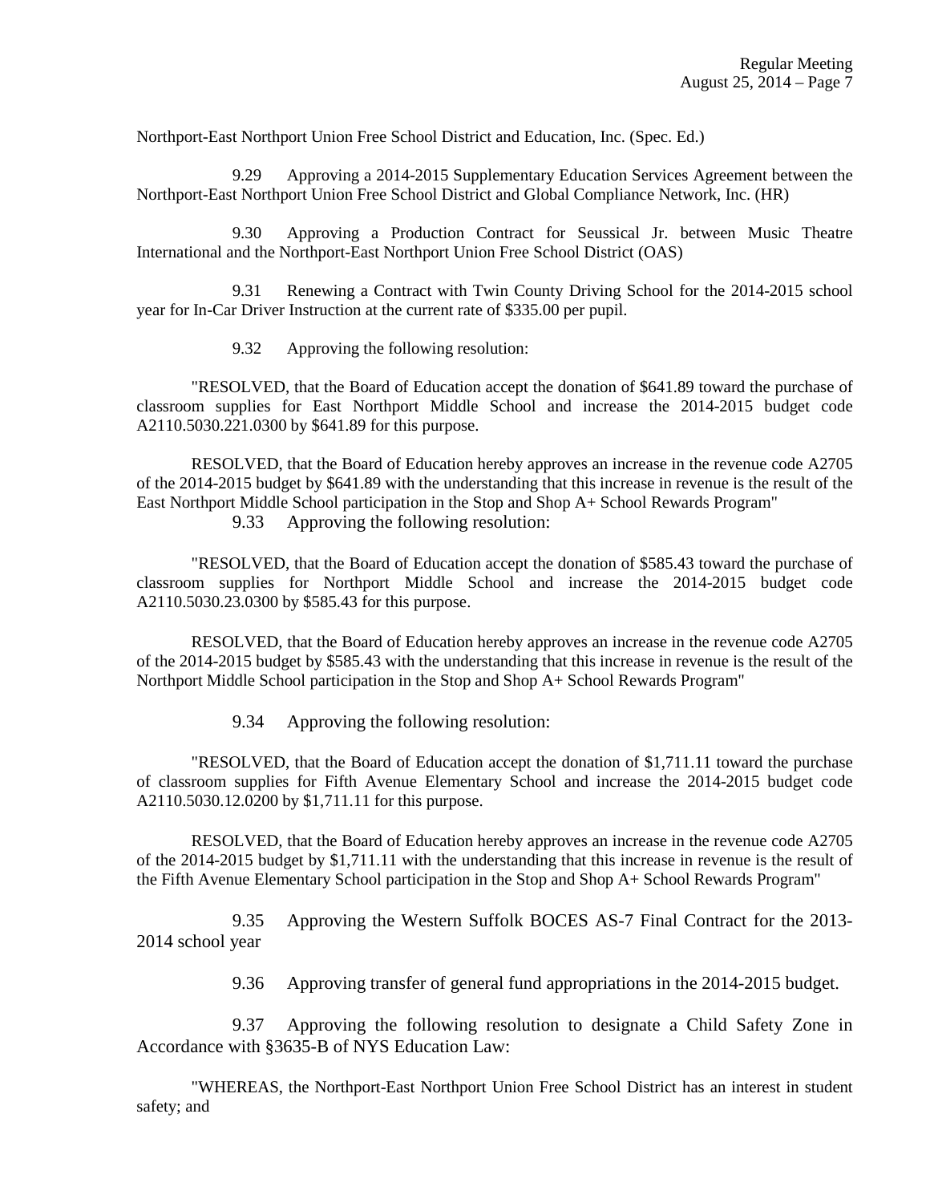Northport-East Northport Union Free School District and Education, Inc. (Spec. Ed.)

9.29 Approving a 2014-2015 Supplementary Education Services Agreement between the Northport-East Northport Union Free School District and Global Compliance Network, Inc. (HR)

9.30 Approving a Production Contract for Seussical Jr. between Music Theatre International and the Northport-East Northport Union Free School District (OAS)

9.31 Renewing a Contract with Twin County Driving School for the 2014-2015 school year for In-Car Driver Instruction at the current rate of $335.00 per pupil.

9.32 Approving the following resolution:

"RESOLVED, that the Board of Education accept the donation of $641.89 toward the purchase of classroom supplies for East Northport Middle School and increase the 2014-2015 budget code A2110.5030.221.0300 by $641.89 for this purpose.

RESOLVED, that the Board of Education hereby approves an increase in the revenue code A2705 of the 2014-2015 budget by $641.89 with the understanding that this increase in revenue is the result of the East Northport Middle School participation in the Stop and Shop A+ School Rewards Program"

9.33 Approving the following resolution:

"RESOLVED, that the Board of Education accept the donation of $585.43 toward the purchase of classroom supplies for Northport Middle School and increase the 2014-2015 budget code A2110.5030.23.0300 by $585.43 for this purpose.

RESOLVED, that the Board of Education hereby approves an increase in the revenue code A2705 of the 2014-2015 budget by $585.43 with the understanding that this increase in revenue is the result of the Northport Middle School participation in the Stop and Shop A+ School Rewards Program"

9.34 Approving the following resolution:

"RESOLVED, that the Board of Education accept the donation of $1,711.11 toward the purchase of classroom supplies for Fifth Avenue Elementary School and increase the 2014-2015 budget code A2110.5030.12.0200 by $1,711.11 for this purpose.

RESOLVED, that the Board of Education hereby approves an increase in the revenue code A2705 of the 2014-2015 budget by $1,711.11 with the understanding that this increase in revenue is the result of the Fifth Avenue Elementary School participation in the Stop and Shop A+ School Rewards Program"

9.35 Approving the Western Suffolk BOCES AS-7 Final Contract for the 2013-2014 school year

9.36 Approving transfer of general fund appropriations in the 2014-2015 budget.

9.37 Approving the following resolution to designate a Child Safety Zone in Accordance with §3635-B of NYS Education Law:

"WHEREAS, the Northport-East Northport Union Free School District has an interest in student safety; and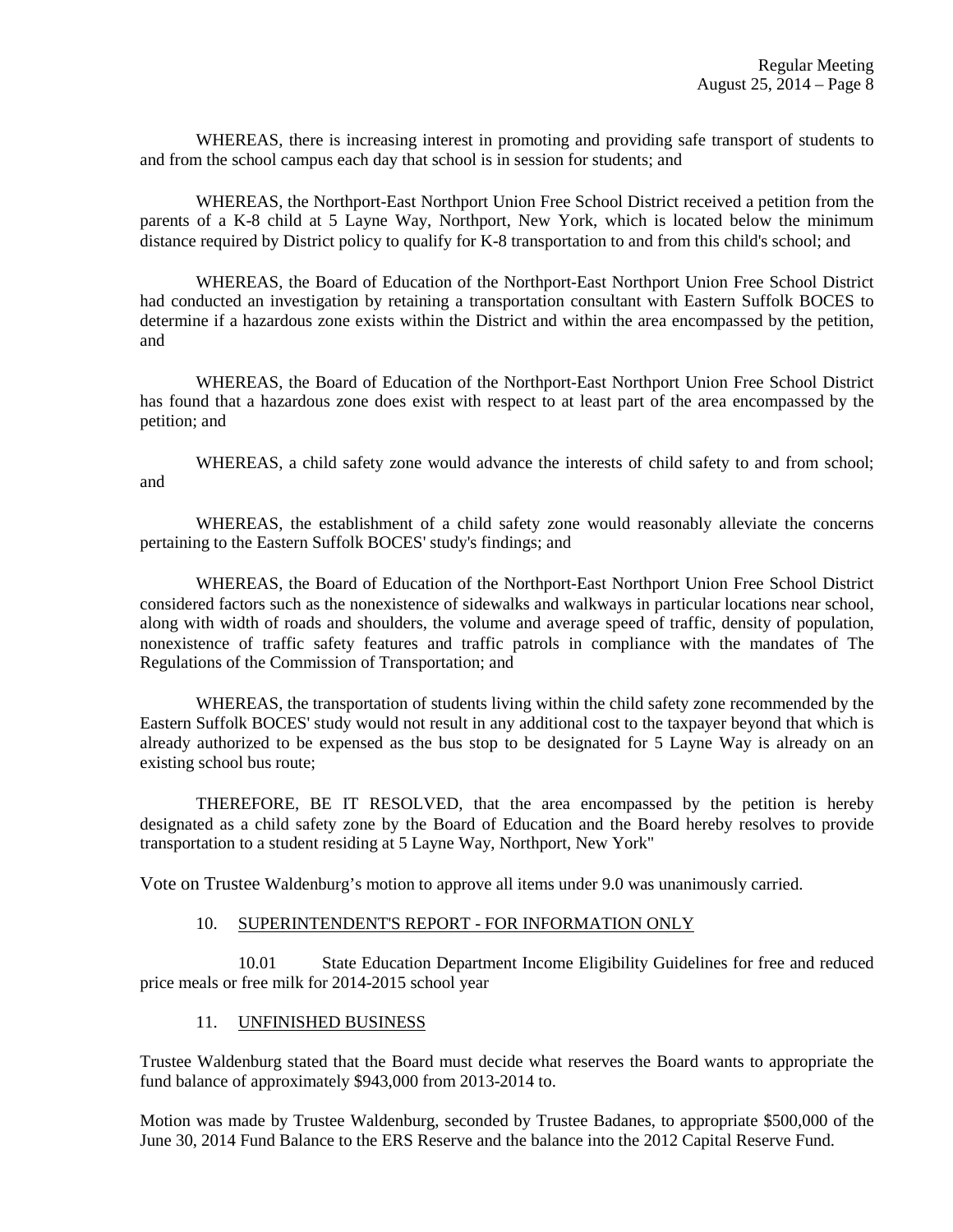WHEREAS, there is increasing interest in promoting and providing safe transport of students to and from the school campus each day that school is in session for students; and

WHEREAS, the Northport-East Northport Union Free School District received a petition from the parents of a K-8 child at 5 Layne Way, Northport, New York, which is located below the minimum distance required by District policy to qualify for K-8 transportation to and from this child's school; and

WHEREAS, the Board of Education of the Northport-East Northport Union Free School District had conducted an investigation by retaining a transportation consultant with Eastern Suffolk BOCES to determine if a hazardous zone exists within the District and within the area encompassed by the petition, and

WHEREAS, the Board of Education of the Northport-East Northport Union Free School District has found that a hazardous zone does exist with respect to at least part of the area encompassed by the petition; and

WHEREAS, a child safety zone would advance the interests of child safety to and from school; and

WHEREAS, the establishment of a child safety zone would reasonably alleviate the concerns pertaining to the Eastern Suffolk BOCES' study's findings; and

WHEREAS, the Board of Education of the Northport-East Northport Union Free School District considered factors such as the nonexistence of sidewalks and walkways in particular locations near school, along with width of roads and shoulders, the volume and average speed of traffic, density of population, nonexistence of traffic safety features and traffic patrols in compliance with the mandates of The Regulations of the Commission of Transportation; and

WHEREAS, the transportation of students living within the child safety zone recommended by the Eastern Suffolk BOCES' study would not result in any additional cost to the taxpayer beyond that which is already authorized to be expensed as the bus stop to be designated for 5 Layne Way is already on an existing school bus route;

THEREFORE, BE IT RESOLVED, that the area encompassed by the petition is hereby designated as a child safety zone by the Board of Education and the Board hereby resolves to provide transportation to a student residing at 5 Layne Way, Northport, New York"

Vote on Trustee Waldenburg's motion to approve all items under 9.0 was unanimously carried.

10. SUPERINTENDENT'S REPORT - FOR INFORMATION ONLY

10.01 State Education Department Income Eligibility Guidelines for free and reduced price meals or free milk for 2014-2015 school year

11. UNFINISHED BUSINESS

Trustee Waldenburg stated that the Board must decide what reserves the Board wants to appropriate the fund balance of approximately $943,000 from 2013-2014 to.

Motion was made by Trustee Waldenburg, seconded by Trustee Badanes, to appropriate $500,000 of the June 30, 2014 Fund Balance to the ERS Reserve and the balance into the 2012 Capital Reserve Fund.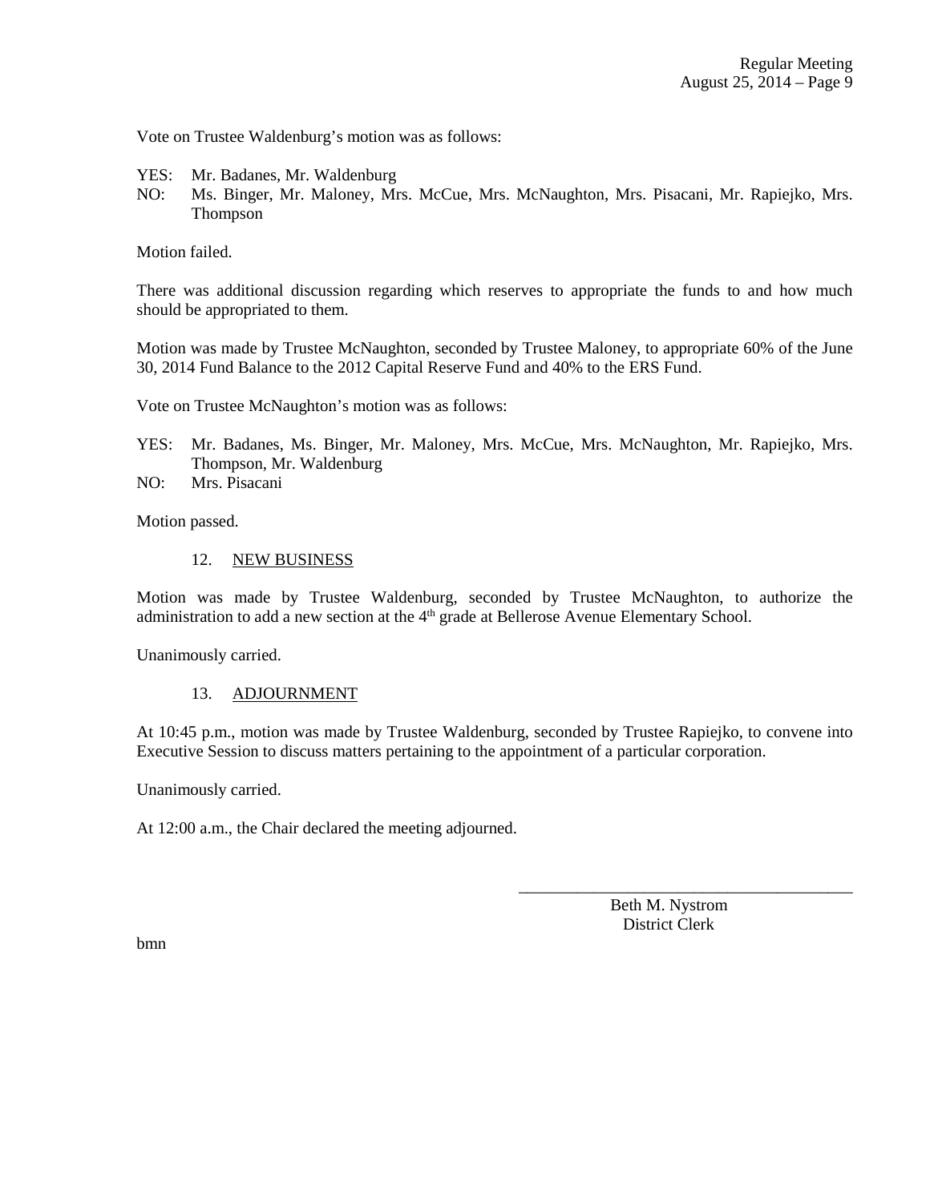Vote on Trustee Waldenburg's motion was as follows:

YES: Mr. Badanes, Mr. Waldenburg
NO: Ms. Binger, Mr. Maloney, Mrs. McCue, Mrs. McNaughton, Mrs. Pisacani, Mr. Rapiejko, Mrs. Thompson

Motion failed.

There was additional discussion regarding which reserves to appropriate the funds to and how much should be appropriated to them.

Motion was made by Trustee McNaughton, seconded by Trustee Maloney, to appropriate 60% of the June 30, 2014 Fund Balance to the 2012 Capital Reserve Fund and 40% to the ERS Fund.

Vote on Trustee McNaughton's motion was as follows:

YES: Mr. Badanes, Ms. Binger, Mr. Maloney, Mrs. McCue, Mrs. McNaughton, Mr. Rapiejko, Mrs. Thompson, Mr. Waldenburg
NO: Mrs. Pisacani

Motion passed.

12. NEW BUSINESS

Motion was made by Trustee Waldenburg, seconded by Trustee McNaughton, to authorize the administration to add a new section at the 4th grade at Bellerose Avenue Elementary School.

Unanimously carried.

13. ADJOURNMENT

At 10:45 p.m., motion was made by Trustee Waldenburg, seconded by Trustee Rapiejko, to convene into Executive Session to discuss matters pertaining to the appointment of a particular corporation.

Unanimously carried.

At 12:00 a.m., the Chair declared the meeting adjourned.

\_\_\_\_\_\_\_\_\_\_\_\_\_\_\_\_\_\_\_\_\_\_\_\_\_\_\_\_\_\_\_\_\_\_\_\_\_\_\_\_

Beth M. Nystrom
District Clerk

bmn